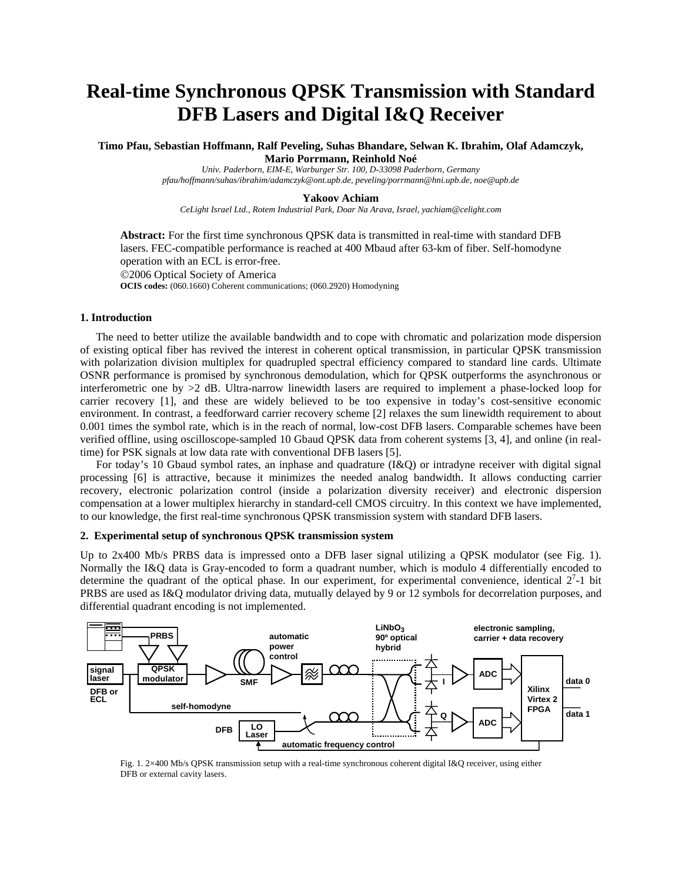# Real-time Synchronous QPSK Transmission with Standard DFB Lasers and Digital I&Q Receiver

**Timo Pfau, Sebastian Hoffmann, Ralf Peveling, Suhas Bhandare, Selwan K. Ibrahim, Olaf Adamczyk, Mario Porrmann, Reinhold Noé**

*Univ. Paderborn, EIM-E, Warburger Str. 100, D-33098 Paderborn, Germany*
*pfau/hoffmann/suhas/ibrahim/adamczyk@ont.upb.de, peveling/porrmann@hni.upb.de, noe@upb.de*

**Yakoov Achiam**

*CeLight Israel Ltd., Rotem Industrial Park, Doar Na Arava, Israel, yachiam@celight.com*

**Abstract:** For the first time synchronous QPSK data is transmitted in real-time with standard DFB lasers. FEC-compatible performance is reached at 400 Mbaud after 63-km of fiber. Self-homodyne operation with an ECL is error-free.

©2006 Optical Society of America

**OCIS codes:** (060.1660) Coherent communications; (060.2920) Homodyning

## 1. Introduction

The need to better utilize the available bandwidth and to cope with chromatic and polarization mode dispersion of existing optical fiber has revived the interest in coherent optical transmission, in particular QPSK transmission with polarization division multiplex for quadrupled spectral efficiency compared to standard line cards. Ultimate OSNR performance is promised by synchronous demodulation, which for QPSK outperforms the asynchronous or interferometric one by >2 dB. Ultra-narrow linewidth lasers are required to implement a phase-locked loop for carrier recovery [1], and these are widely believed to be too expensive in today's cost-sensitive economic environment. In contrast, a feedforward carrier recovery scheme [2] relaxes the sum linewidth requirement to about 0.001 times the symbol rate, which is in the reach of normal, low-cost DFB lasers. Comparable schemes have been verified offline, using oscilloscope-sampled 10 Gbaud QPSK data from coherent systems [3, 4], and online (in real-time) for PSK signals at low data rate with conventional DFB lasers [5].

For today's 10 Gbaud symbol rates, an inphase and quadrature (I&Q) or intradyne receiver with digital signal processing [6] is attractive, because it minimizes the needed analog bandwidth. It allows conducting carrier recovery, electronic polarization control (inside a polarization diversity receiver) and electronic dispersion compensation at a lower multiplex hierarchy in standard-cell CMOS circuitry. In this context we have implemented, to our knowledge, the first real-time synchronous QPSK transmission system with standard DFB lasers.

## 2. Experimental setup of synchronous QPSK transmission system

Up to 2x400 Mb/s PRBS data is impressed onto a DFB laser signal utilizing a QPSK modulator (see Fig. 1). Normally the I&Q data is Gray-encoded to form a quadrant number, which is modulo 4 differentially encoded to determine the quadrant of the optical phase. In our experiment, for experimental convenience, identical $2^7$-1 bit PRBS are used as I&Q modulator driving data, mutually delayed by 9 or 12 symbols for decorrelation purposes, and differential quadrant encoding is not implemented.

Fig. 1. 2×400 Mb/s QPSK transmission setup with a real-time synchronous coherent digital I&Q receiver, using either DFB or external cavity lasers.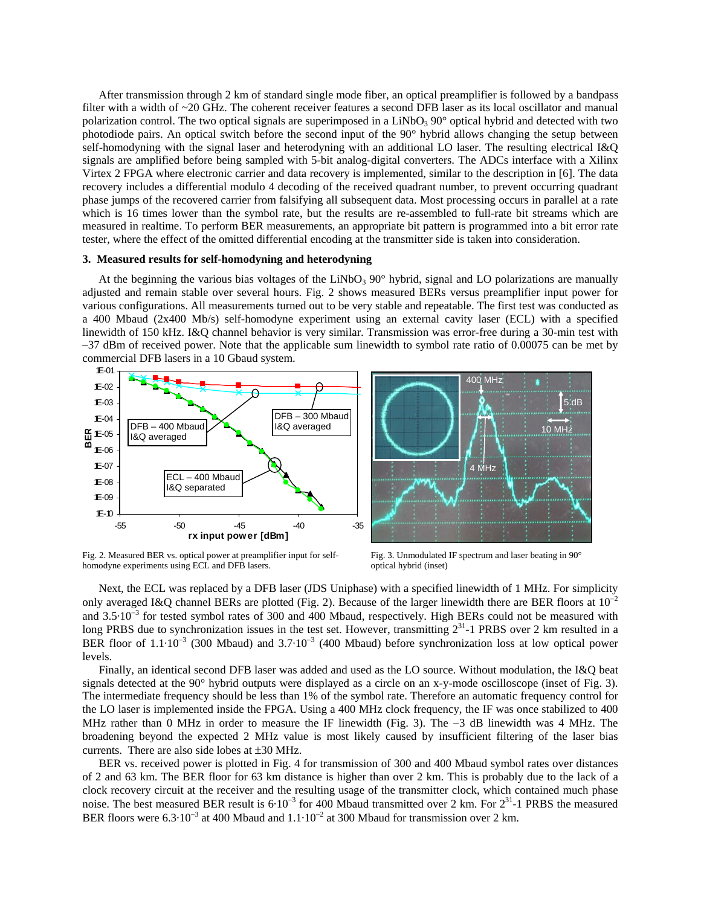After transmission through 2 km of standard single mode fiber, an optical preamplifier is followed by a bandpass filter with a width of ~20 GHz. The coherent receiver features a second DFB laser as its local oscillator and manual polarization control. The two optical signals are superimposed in a $LiNbO_3$ 90° optical hybrid and detected with two photodiode pairs. An optical switch before the second input of the 90° hybrid allows changing the setup between self-homodyning with the signal laser and heterodyning with an additional LO laser. The resulting electrical I&Q signals are amplified before being sampled with 5-bit analog-digital converters. The ADCs interface with a Xilinx Virtex 2 FPGA where electronic carrier and data recovery is implemented, similar to the description in [6]. The data recovery includes a differential modulo 4 decoding of the received quadrant number, to prevent occurring quadrant phase jumps of the recovered carrier from falsifying all subsequent data. Most processing occurs in parallel at a rate which is 16 times lower than the symbol rate, but the results are re-assembled to full-rate bit streams which are measured in realtime. To perform BER measurements, an appropriate bit pattern is programmed into a bit error rate tester, where the effect of the omitted differential encoding at the transmitter side is taken into consideration.

### 3. Measured results for self-homodyning and heterodyning

At the beginning the various bias voltages of the $LiNbO_3$ 90° hybrid, signal and LO polarizations are manually adjusted and remain stable over several hours. Fig. 2 shows measured BERs versus preamplifier input power for various configurations. All measurements turned out to be very stable and repeatable. The first test was conducted as a 400 Mbaud (2x400 Mb/s) self-homodyne experiment using an external cavity laser (ECL) with a specified linewidth of 150 kHz. I&Q channel behavior is very similar. Transmission was error-free during a 30-min test with –37 dBm of received power. Note that the applicable sum linewidth to symbol rate ratio of 0.00075 can be met by commercial DFB lasers in a 10 Gbaud system.

Fig. 2. Measured BER vs. optical power at preamplifier input for self-homodyne experiments using ECL and DFB lasers.

Fig. 3. Unmodulated IF spectrum and laser beating in 90° optical hybrid (inset)

Next, the ECL was replaced by a DFB laser (JDS Uniphase) with a specified linewidth of 1 MHz. For simplicity only averaged I&Q channel BERs are plotted (Fig. 2). Because of the larger linewidth there are BER floors at $10^{-2}$ and $3.5{\cdot}10^{-3}$ for tested symbol rates of 300 and 400 Mbaud, respectively. High BERs could not be measured with long PRBS due to synchronization issues in the test set. However, transmitting $2^{31}$-1 PRBS over 2 km resulted in a BER floor of $1.1{\cdot}10^{-3}$ (300 Mbaud) and $3.7{\cdot}10^{-3}$ (400 Mbaud) before synchronization loss at low optical power levels.

Finally, an identical second DFB laser was added and used as the LO source. Without modulation, the I&Q beat signals detected at the 90° hybrid outputs were displayed as a circle on an x-y-mode oscilloscope (inset of Fig. 3). The intermediate frequency should be less than 1% of the symbol rate. Therefore an automatic frequency control for the LO laser is implemented inside the FPGA. Using a 400 MHz clock frequency, the IF was once stabilized to 400 MHz rather than 0 MHz in order to measure the IF linewidth (Fig. 3). The –3 dB linewidth was 4 MHz. The broadening beyond the expected 2 MHz value is most likely caused by insufficient filtering of the laser bias currents. There are also side lobes at ±30 MHz.

BER vs. received power is plotted in Fig. 4 for transmission of 300 and 400 Mbaud symbol rates over distances of 2 and 63 km. The BER floor for 63 km distance is higher than over 2 km. This is probably due to the lack of a clock recovery circuit at the receiver and the resulting usage of the transmitter clock, which contained much phase noise. The best measured BER result is $6{\cdot}10^{-3}$ for 400 Mbaud transmitted over 2 km. For $2^{31}$-1 PRBS the measured BER floors were $6.3{\cdot}10^{-3}$ at 400 Mbaud and $1.1{\cdot}10^{-2}$ at 300 Mbaud for transmission over 2 km.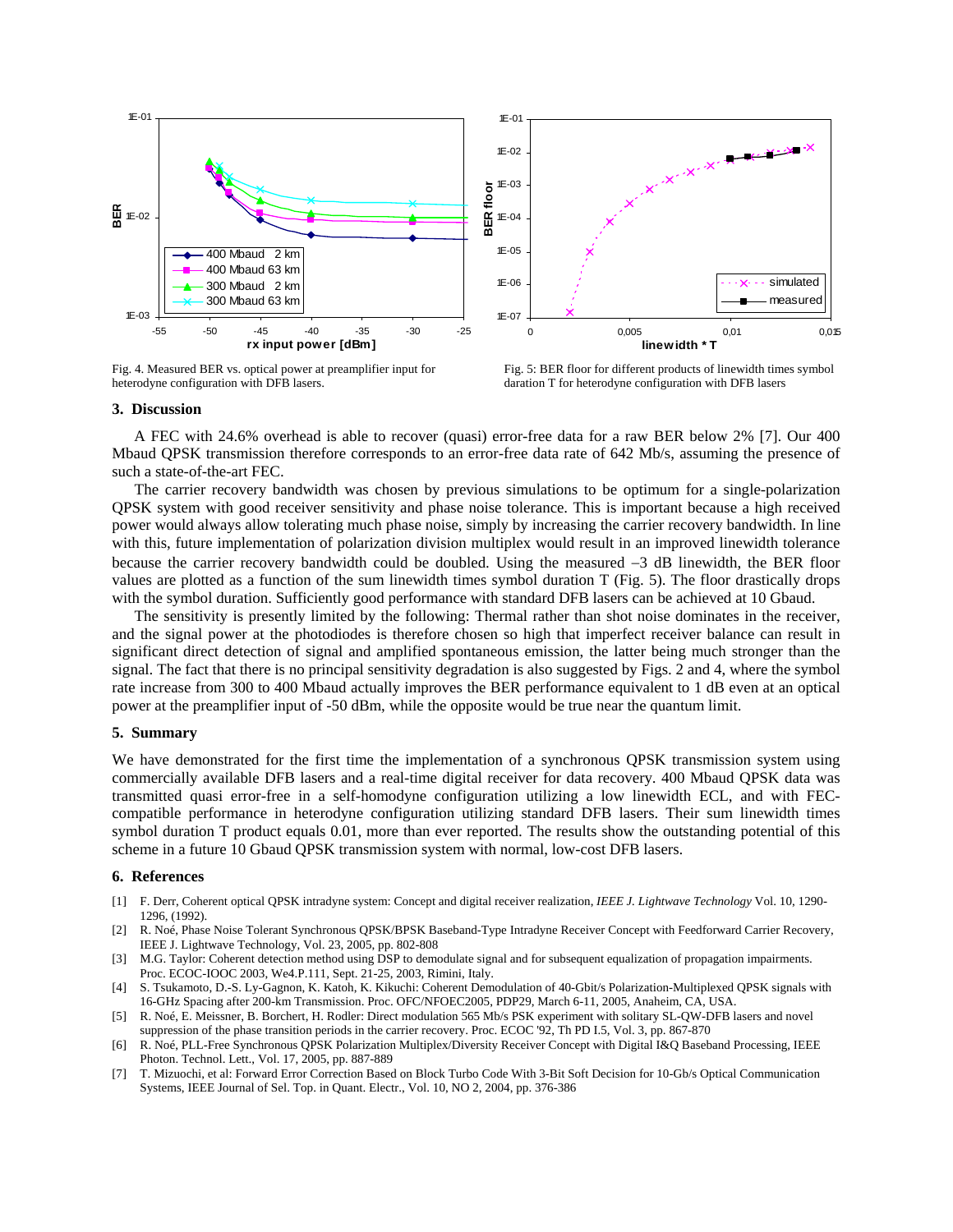1E-01

1E-02

1E-03

BER

-55 -50 -45 -40 -35 -30 -25

rx input power [dBm]

400 Mbaud 2 km

400 Mbaud 63 km

300 Mbaud 2 km

300 Mbaud 63 km

Fig. 4. Measured BER vs. optical power at preamplifier input for heterodyne configuration with DFB lasers.

1E-01

1E-02

1E-03

1E-04

1E-05

1E-06

1E-07

BER floor

0 0,005 0,01 0,015

linewidth * T

simulated

measured

Fig. 5: BER floor for different products of linewidth times symbol daration T for heterodyne configuration with DFB lasers

## 3. Discussion

A FEC with 24.6% overhead is able to recover (quasi) error-free data for a raw BER below 2% [7]. Our 400 Mbaud QPSK transmission therefore corresponds to an error-free data rate of 642 Mb/s, assuming the presence of such a state-of-the-art FEC.

The carrier recovery bandwidth was chosen by previous simulations to be optimum for a single-polarization QPSK system with good receiver sensitivity and phase noise tolerance. This is important because a high received power would always allow tolerating much phase noise, simply by increasing the carrier recovery bandwidth. In line with this, future implementation of polarization division multiplex would result in an improved linewidth tolerance because the carrier recovery bandwidth could be doubled. Using the measured –3 dB linewidth, the BER floor values are plotted as a function of the sum linewidth times symbol duration T (Fig. 5). The floor drastically drops with the symbol duration. Sufficiently good performance with standard DFB lasers can be achieved at 10 Gbaud.

The sensitivity is presently limited by the following: Thermal rather than shot noise dominates in the receiver, and the signal power at the photodiodes is therefore chosen so high that imperfect receiver balance can result in significant direct detection of signal and amplified spontaneous emission, the latter being much stronger than the signal. The fact that there is no principal sensitivity degradation is also suggested by Figs. 2 and 4, where the symbol rate increase from 300 to 400 Mbaud actually improves the BER performance equivalent to 1 dB even at an optical power at the preamplifier input of -50 dBm, while the opposite would be true near the quantum limit.

## 5. Summary

We have demonstrated for the first time the implementation of a synchronous QPSK transmission system using commercially available DFB lasers and a real-time digital receiver for data recovery. 400 Mbaud QPSK data was transmitted quasi error-free in a self-homodyne configuration utilizing a low linewidth ECL, and with FEC-compatible performance in heterodyne configuration utilizing standard DFB lasers. Their sum linewidth times symbol duration T product equals 0.01, more than ever reported. The results show the outstanding potential of this scheme in a future 10 Gbaud QPSK transmission system with normal, low-cost DFB lasers.

## 6. References

[1] F. Derr, Coherent optical QPSK intradyne system: Concept and digital receiver realization, *IEEE J. Lightwave Technology* Vol. 10, 1290-1296, (1992).

[2] R. Noé, Phase Noise Tolerant Synchronous QPSK/BPSK Baseband-Type Intradyne Receiver Concept with Feedforward Carrier Recovery, IEEE J. Lightwave Technology, Vol. 23, 2005, pp. 802-808

[3] M.G. Taylor: Coherent detection method using DSP to demodulate signal and for subsequent equalization of propagation impairments. Proc. ECOC-IOOC 2003, We4.P.111, Sept. 21-25, 2003, Rimini, Italy.

[4] S. Tsukamoto, D.-S. Ly-Gagnon, K. Katoh, K. Kikuchi: Coherent Demodulation of 40-Gbit/s Polarization-Multiplexed QPSK signals with 16-GHz Spacing after 200-km Transmission. Proc. OFC/NFOEC2005, PDP29, March 6-11, 2005, Anaheim, CA, USA.

[5] R. Noé, E. Meissner, B. Borchert, H. Rodler: Direct modulation 565 Mb/s PSK experiment with solitary SL-QW-DFB lasers and novel suppression of the phase transition periods in the carrier recovery. Proc. ECOC '92, Th PD I.5, Vol. 3, pp. 867-870

[6] R. Noé, PLL-Free Synchronous QPSK Polarization Multiplex/Diversity Receiver Concept with Digital I&Q Baseband Processing, IEEE Photon. Technol. Lett., Vol. 17, 2005, pp. 887-889

[7] T. Mizuochi, et al: Forward Error Correction Based on Block Turbo Code With 3-Bit Soft Decision for 10-Gb/s Optical Communication Systems, IEEE Journal of Sel. Top. in Quant. Electr., Vol. 10, NO 2, 2004, pp. 376-386